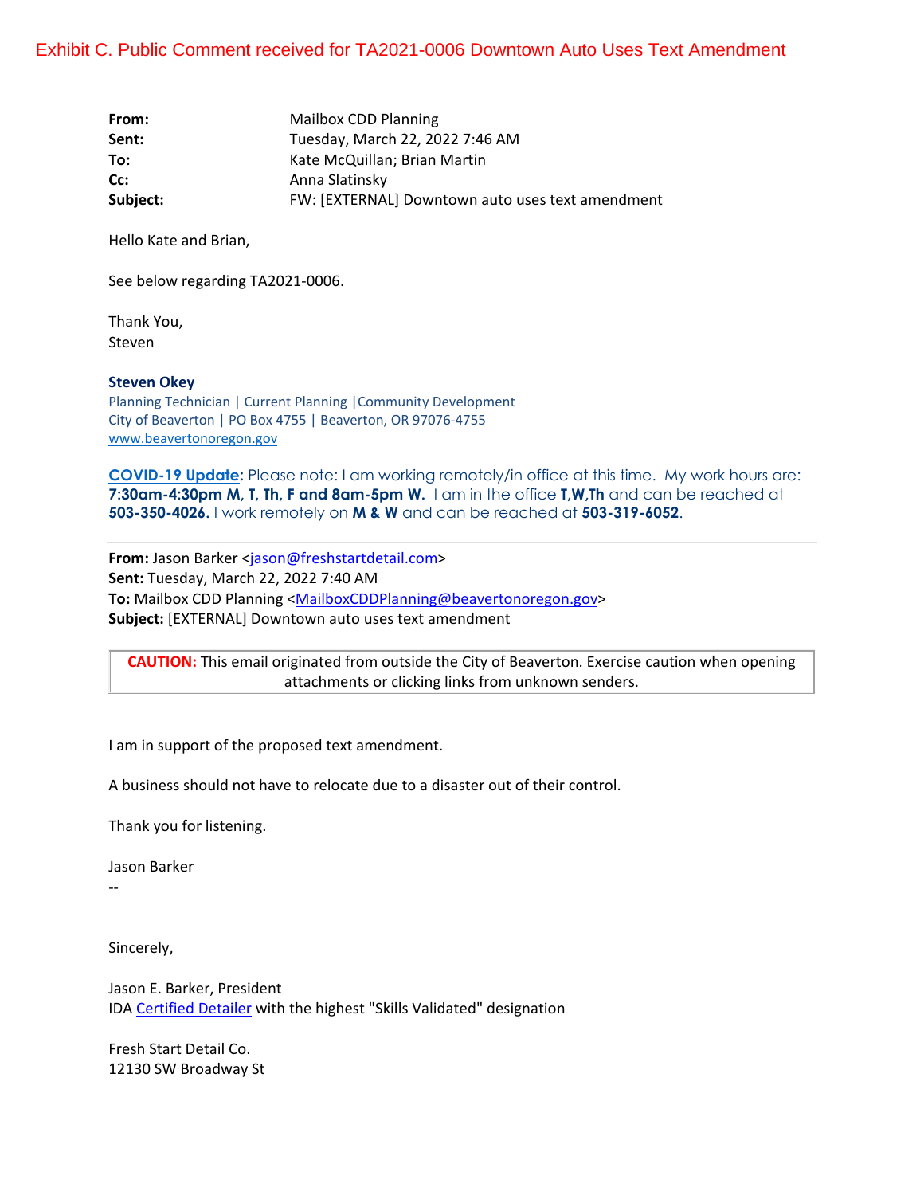Exhibit C. Public Comment received for TA2021-0006 Downtown Auto Uses Text Amendment

**From:** Mailbox CDD Planning
**Sent:** Tuesday, March 22, 2022 7:46 AM
**To:** Kate McQuillan; Brian Martin
**Cc:** Anna Slatinsky
**Subject:** FW: [EXTERNAL] Downtown auto uses text amendment

Hello Kate and Brian,

See below regarding TA2021-0006.

Thank You,
Steven

**Steven Okey**
Planning Technician | Current Planning |Community Development
City of Beaverton | PO Box 4755 | Beaverton, OR 97076-4755
www.beavertonoregon.gov

**COVID-19 Update**: Please note: I am working remotely/in office at this time. My work hours are: **7:30am-4:30pm M**, **T**, **Th**, **F and 8am-5pm W.** I am in the office **T**,**W**,**Th** and can be reached at **503-350-4026.** I work remotely on **M & W** and can be reached at **503-319-6052**.

---

**From:** Jason Barker <jason@freshstartdetail.com>
**Sent:** Tuesday, March 22, 2022 7:40 AM
**To:** Mailbox CDD Planning <MailboxCDDPlanning@beavertonoregon.gov>
**Subject:** [EXTERNAL] Downtown auto uses text amendment

**CAUTION:** This email originated from outside the City of Beaverton. Exercise caution when opening attachments or clicking links from unknown senders.

I am in support of the proposed text amendment.

A business should not have to relocate due to a disaster out of their control.

Thank you for listening.

Jason Barker
--

Sincerely,

Jason E. Barker, President
IDA Certified Detailer with the highest "Skills Validated" designation

Fresh Start Detail Co.
12130 SW Broadway St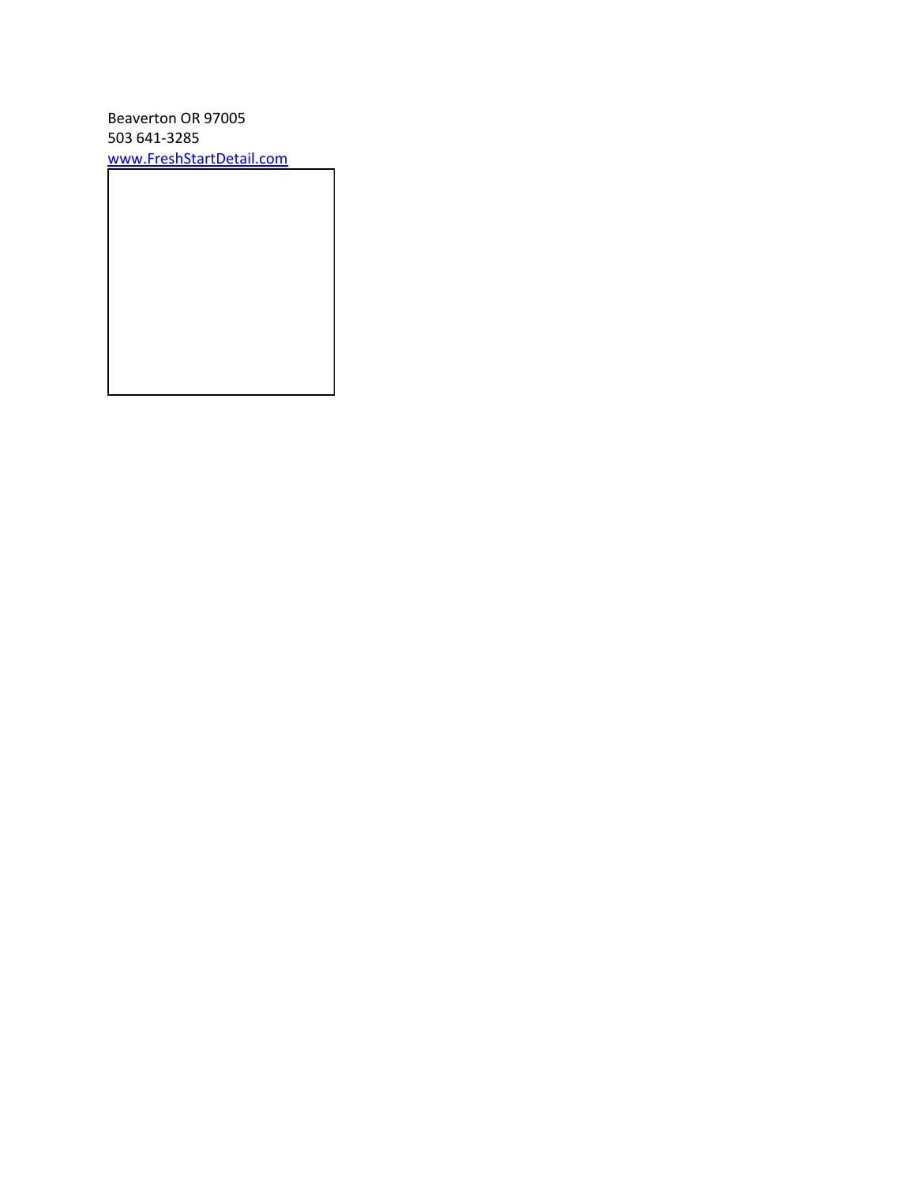Beaverton OR 97005
503 641-3285
[www.FreshStartDetail.com](http://www.FreshStartDetail.com)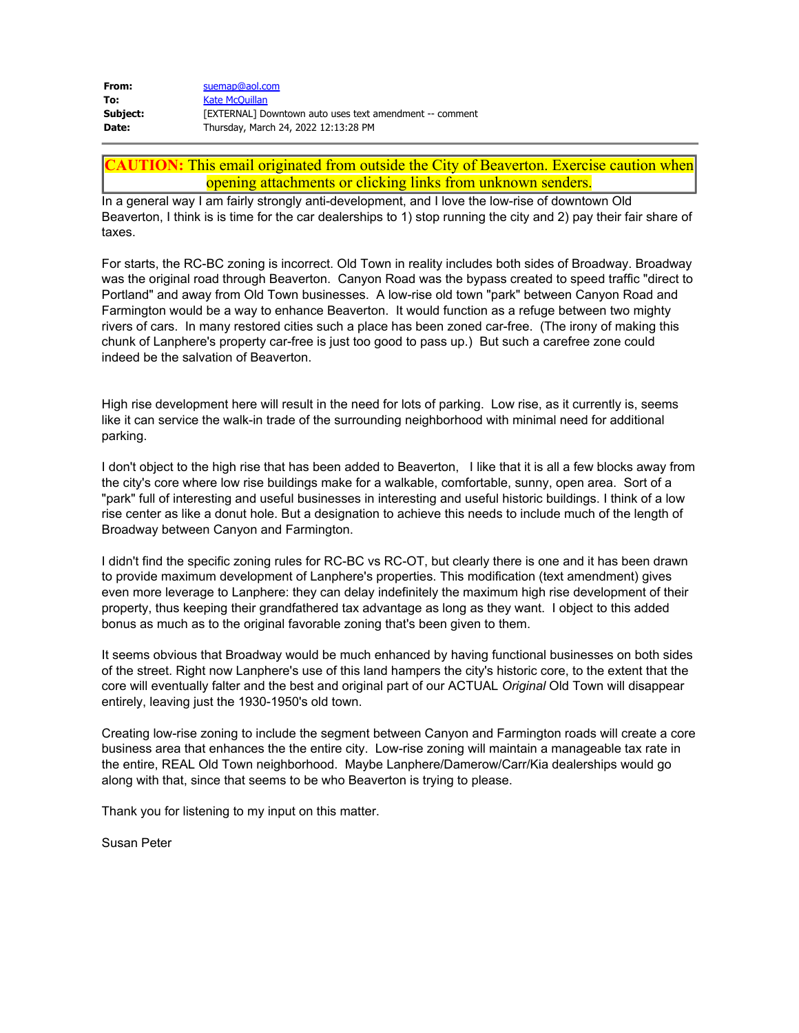| | |
|---|---|
| **From:** | suemap@aol.com |
| **To:** | Kate McQuillan |
| **Subject:** | [EXTERNAL] Downtown auto uses text amendment -- comment |
| **Date:** | Thursday, March 24, 2022 12:13:28 PM |

**CAUTION:** This email originated from outside the City of Beaverton. Exercise caution when opening attachments or clicking links from unknown senders.

In a general way I am fairly strongly anti-development, and I love the low-rise of downtown Old Beaverton, I think is is time for the car dealerships to 1) stop running the city and 2) pay their fair share of taxes.

For starts, the RC-BC zoning is incorrect. Old Town in reality includes both sides of Broadway. Broadway was the original road through Beaverton. Canyon Road was the bypass created to speed traffic "direct to Portland" and away from Old Town businesses. A low-rise old town "park" between Canyon Road and Farmington would be a way to enhance Beaverton. It would function as a refuge between two mighty rivers of cars. In many restored cities such a place has been zoned car-free. (The irony of making this chunk of Lanphere's property car-free is just too good to pass up.) But such a carefree zone could indeed be the salvation of Beaverton.

High rise development here will result in the need for lots of parking. Low rise, as it currently is, seems like it can service the walk-in trade of the surrounding neighborhood with minimal need for additional parking.

I don't object to the high rise that has been added to Beaverton, I like that it is all a few blocks away from the city's core where low rise buildings make for a walkable, comfortable, sunny, open area. Sort of a "park" full of interesting and useful businesses in interesting and useful historic buildings. I think of a low rise center as like a donut hole. But a designation to achieve this needs to include much of the length of Broadway between Canyon and Farmington.

I didn't find the specific zoning rules for RC-BC vs RC-OT, but clearly there is one and it has been drawn to provide maximum development of Lanphere's properties. This modification (text amendment) gives even more leverage to Lanphere: they can delay indefinitely the maximum high rise development of their property, thus keeping their grandfathered tax advantage as long as they want. I object to this added bonus as much as to the original favorable zoning that's been given to them.

It seems obvious that Broadway would be much enhanced by having functional businesses on both sides of the street. Right now Lanphere's use of this land hampers the city's historic core, to the extent that the core will eventually falter and the best and original part of our ACTUAL *Original* Old Town will disappear entirely, leaving just the 1930-1950's old town.

Creating low-rise zoning to include the segment between Canyon and Farmington roads will create a core business area that enhances the the entire city. Low-rise zoning will maintain a manageable tax rate in the entire, REAL Old Town neighborhood. Maybe Lanphere/Damerow/Carr/Kia dealerships would go along with that, since that seems to be who Beaverton is trying to please.

Thank you for listening to my input on this matter.

Susan Peter